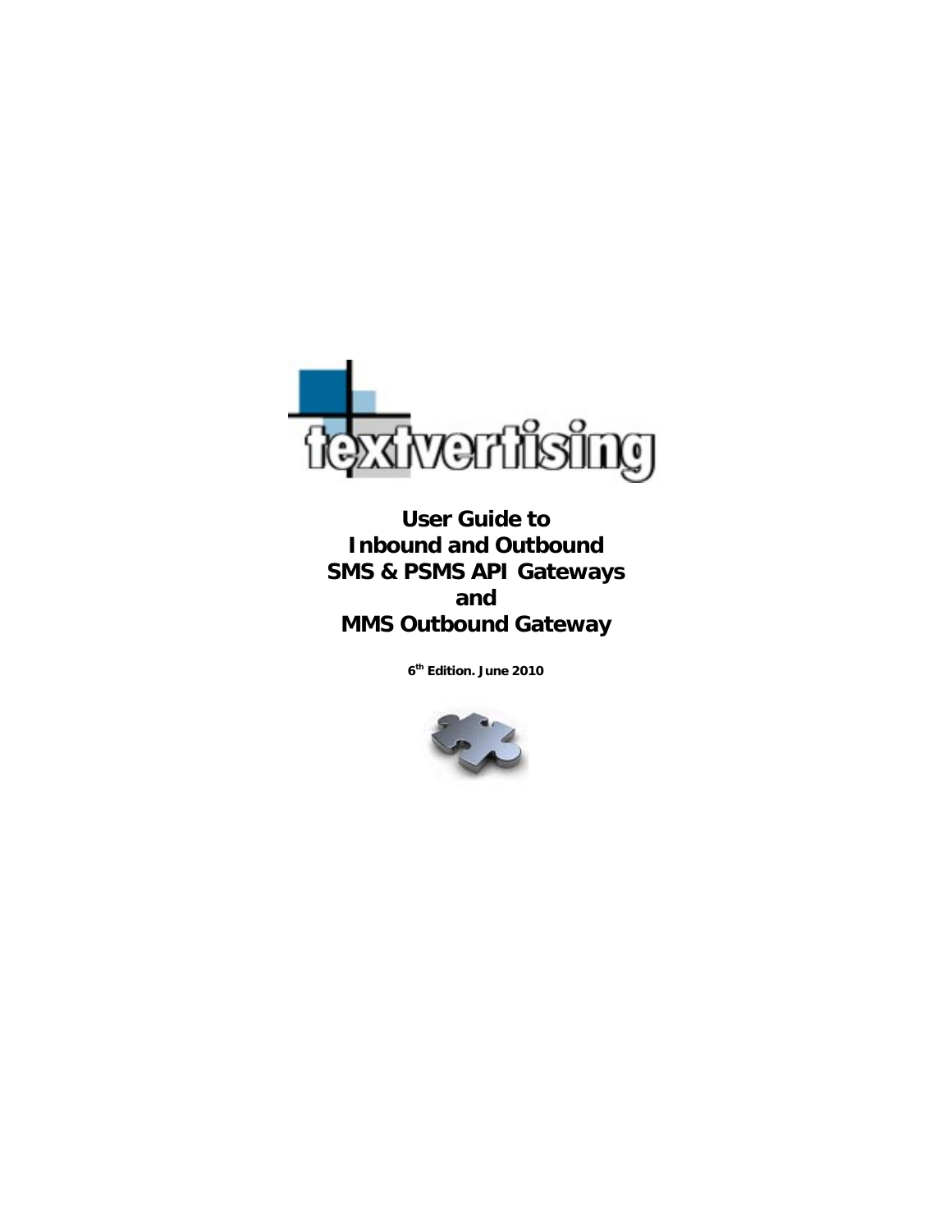textvertising

# User Guide to Inbound and Outbound SMS & PSMS API Gateways and MMS Outbound Gateway

**6th Edition. June 2010**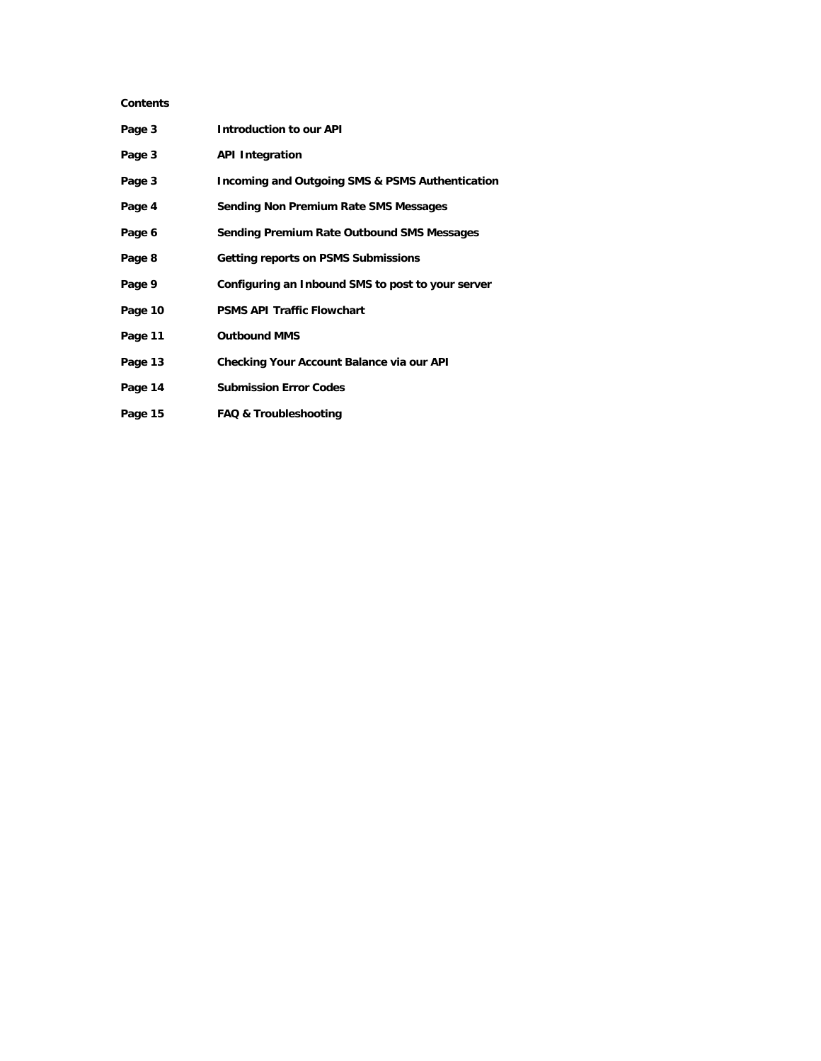**Contents**

| | |
|---|---|
| **Page 3** | **Introduction to our API** |
| **Page 3** | **API Integration** |
| **Page 3** | **Incoming and Outgoing SMS & PSMS Authentication** |
| **Page 4** | **Sending Non Premium Rate SMS Messages** |
| **Page 6** | **Sending Premium Rate Outbound SMS Messages** |
| **Page 8** | **Getting reports on PSMS Submissions** |
| **Page 9** | **Configuring an Inbound SMS to post to your server** |
| **Page 10** | **PSMS API Traffic Flowchart** |
| **Page 11** | **Outbound MMS** |
| **Page 13** | **Checking Your Account Balance via our API** |
| **Page 14** | **Submission Error Codes** |
| **Page 15** | **FAQ & Troubleshooting** |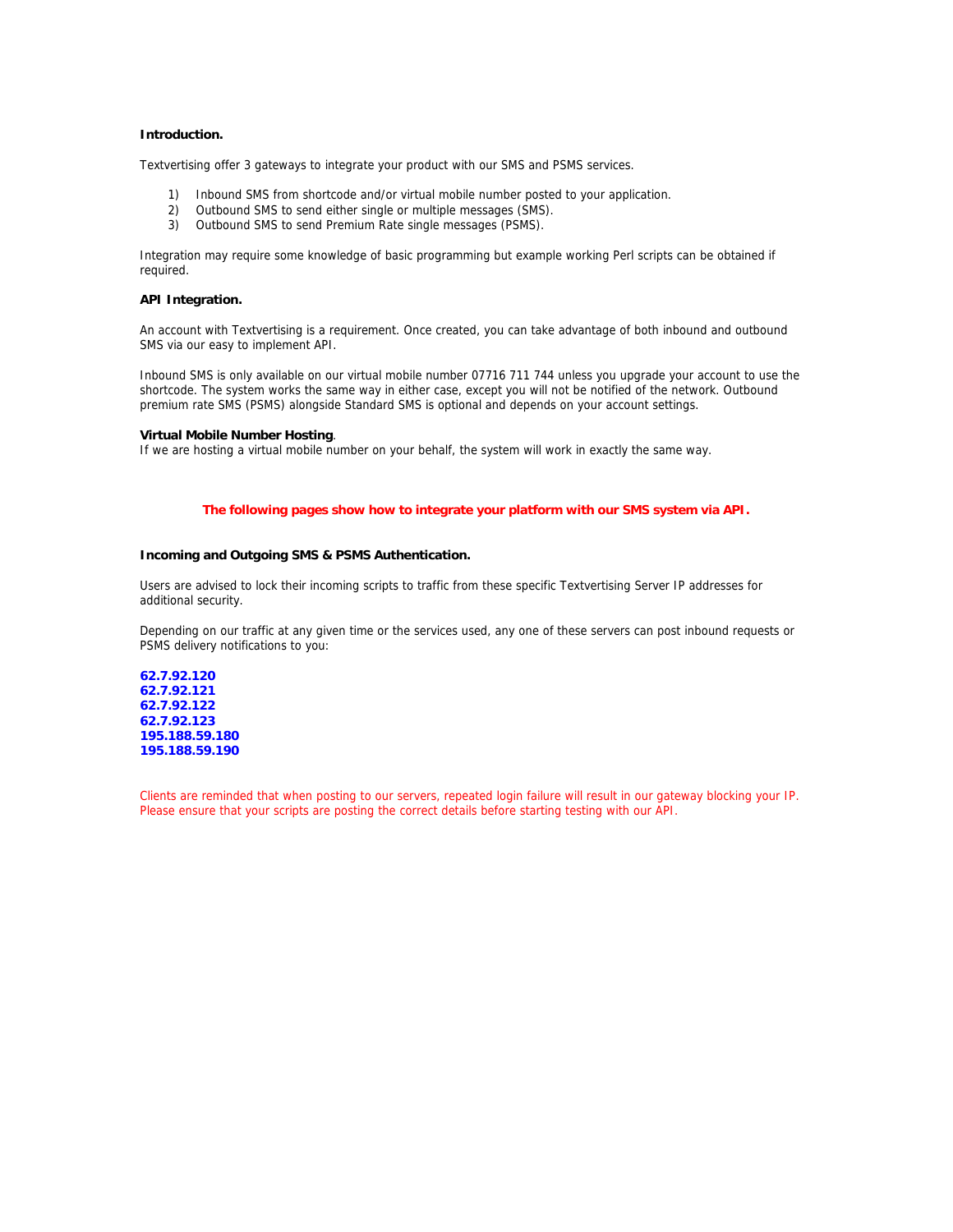**Introduction.**

Textvertising offer 3 gateways to integrate your product with our SMS and PSMS services.

1) Inbound SMS from shortcode and/or virtual mobile number posted to your application.
2) Outbound SMS to send either single or multiple messages (SMS).
3) Outbound SMS to send Premium Rate single messages (PSMS).

Integration may require some knowledge of basic programming but example working Perl scripts can be obtained if required.

**API Integration.**

An account with Textvertising is a requirement. Once created, you can take advantage of both inbound and outbound SMS via our easy to implement API.

Inbound SMS is only available on our virtual mobile number 07716 711 744 unless you upgrade your account to use the shortcode. The system works the same way in either case, except you will not be notified of the network. Outbound premium rate SMS (PSMS) alongside Standard SMS is optional and depends on your account settings.

**Virtual Mobile Number Hosting**.
If we are hosting a virtual mobile number on your behalf, the system will work in exactly the same way.

**The following pages show how to integrate your platform with our SMS system via API.**

**Incoming and Outgoing SMS & PSMS Authentication.**

Users are advised to lock their incoming scripts to traffic from these specific Textvertising Server IP addresses for additional security.

Depending on our traffic at any given time or the services used, any one of these servers can post inbound requests or PSMS delivery notifications to you:

**62.7.92.120**
**62.7.92.121**
**62.7.92.122**
**62.7.92.123**
**195.188.59.180**
**195.188.59.190**

Clients are reminded that when posting to our servers, repeated login failure will result in our gateway blocking your IP. Please ensure that your scripts are posting the correct details before starting testing with our API.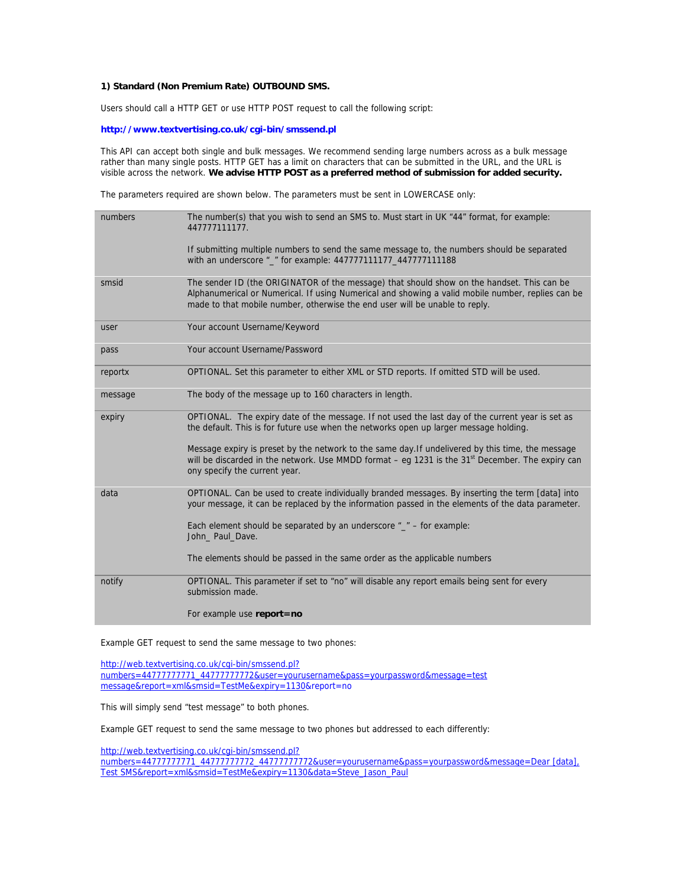**1) Standard (Non Premium Rate) OUTBOUND SMS.**

Users should call a HTTP GET or use HTTP POST request to call the following script:

**http://www.textvertising.co.uk/cgi-bin/smssend.pl**

This API can accept both single and bulk messages. We recommend sending large numbers across as a bulk message rather than many single posts. HTTP GET has a limit on characters that can be submitted in the URL, and the URL is visible across the network. **We advise HTTP POST as a preferred method of submission for added security.**

The parameters required are shown below. The parameters must be sent in LOWERCASE only:

| Parameter | Description |
|---|---|
| numbers | The number(s) that you wish to send an SMS to. Must start in UK "44" format, for example: 447777111177.<br><br>If submitting multiple numbers to send the same message to, the numbers should be separated with an underscore "_" for example: 447777111177_447777111188 |
| smsid | The sender ID (the ORIGINATOR of the message) that should show on the handset. This can be Alphanumerical or Numerical. If using Numerical and showing a valid mobile number, replies can be made to that mobile number, otherwise the end user will be unable to reply. |
| user | Your account Username/Keyword |
| pass | Your account Username/Password |
| reportx | OPTIONAL. Set this parameter to either XML or STD reports. If omitted STD will be used. |
| message | The body of the message up to 160 characters in length. |
| expiry | OPTIONAL. The expiry date of the message. If not used the last day of the current year is set as the default. This is for future use when the networks open up larger message holding.<br><br>Message expiry is preset by the network to the same day.If undelivered by this time, the message will be discarded in the network. Use MMDD format – eg 1231 is the 31st December. The expiry can ony specify the current year. |
| data | OPTIONAL. Can be used to create individually branded messages. By inserting the term [data] into your message, it can be replaced by the information passed in the elements of the data parameter.<br><br>Each element should be separated by an underscore "_" – for example: John_ Paul_Dave.<br><br>The elements should be passed in the same order as the applicable numbers |
| notify | OPTIONAL. This parameter if set to "no" will disable any report emails being sent for every submission made.<br><br>For example use **report=no** |

Example GET request to send the same message to two phones:

http://web.textvertising.co.uk/cgi-bin/smssend.pl?numbers=44777777771_44777777772&user=yourusername&pass=yourpassword&message=test message&report=xml&smsid=TestMe&expiry=1130&report=no

This will simply send "test message" to both phones.

Example GET request to send the same message to two phones but addressed to each differently:

http://web.textvertising.co.uk/cgi-bin/smssend.pl?numbers=44777777771_44777777772_44777777772&user=yourusername&pass=yourpassword&message=Dear [data], Test SMS&report=xml&smsid=TestMe&expiry=1130&data=Steve_Jason_Paul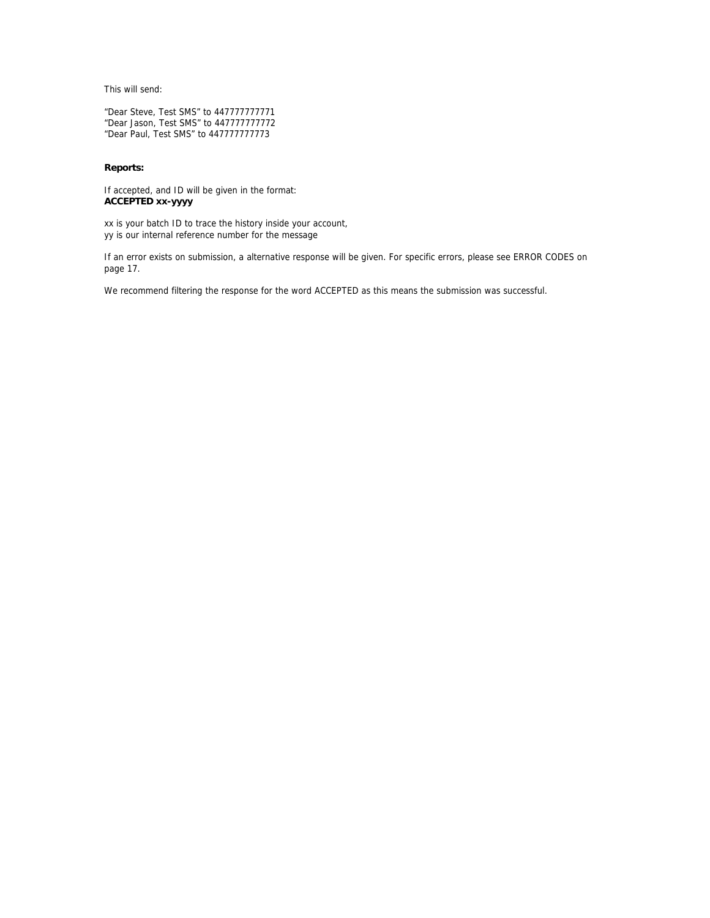This will send:

"Dear Steve, Test SMS" to 447777777771
"Dear Jason, Test SMS" to 447777777772
"Dear Paul, Test SMS" to 447777777773

**Reports:**

If accepted, and ID will be given in the format:
**ACCEPTED xx-yyyy**

xx is your batch ID to trace the history inside your account,
yy is our internal reference number for the message

If an error exists on submission, a alternative response will be given. For specific errors, please see ERROR CODES on page 17.

We recommend filtering the response for the word ACCEPTED as this means the submission was successful.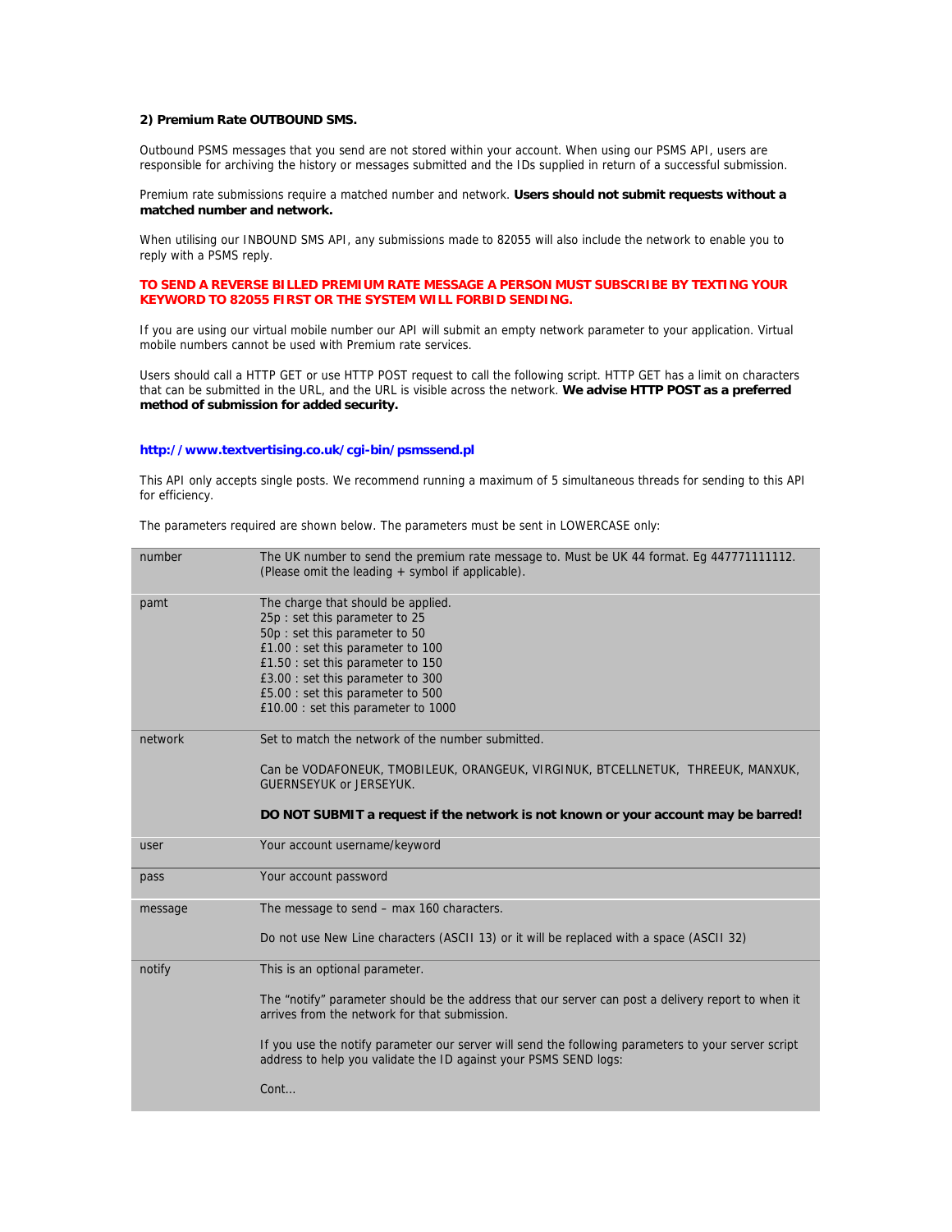**2) Premium Rate OUTBOUND SMS.**

Outbound PSMS messages that you send are not stored within your account. When using our PSMS API, users are responsible for archiving the history or messages submitted and the IDs supplied in return of a successful submission.

Premium rate submissions require a matched number and network. **Users should not submit requests without a matched number and network.**

When utilising our INBOUND SMS API, any submissions made to 82055 will also include the network to enable you to reply with a PSMS reply.

**TO SEND A REVERSE BILLED PREMIUM RATE MESSAGE A PERSON MUST SUBSCRIBE BY TEXTING YOUR KEYWORD TO 82055 FIRST OR THE SYSTEM WILL FORBID SENDING.**

If you are using our virtual mobile number our API will submit an empty network parameter to your application. Virtual mobile numbers cannot be used with Premium rate services.

Users should call a HTTP GET or use HTTP POST request to call the following script. HTTP GET has a limit on characters that can be submitted in the URL, and the URL is visible across the network. **We advise HTTP POST as a preferred method of submission for added security.**

**http://www.textvertising.co.uk/cgi-bin/psmssend.pl**

This API only accepts single posts. We recommend running a maximum of 5 simultaneous threads for sending to this API for efficiency.

The parameters required are shown below. The parameters must be sent in LOWERCASE only:

| | |
|---|---|
| number | The UK number to send the premium rate message to. Must be UK 44 format. Eg 447771111112. (Please omit the leading + symbol if applicable). |
| pamt | The charge that should be applied.<br>25p : set this parameter to 25<br>50p : set this parameter to 50<br>£1.00 : set this parameter to 100<br>£1.50 : set this parameter to 150<br>£3.00 : set this parameter to 300<br>£5.00 : set this parameter to 500<br>£10.00 : set this parameter to 1000 |
| network | Set to match the network of the number submitted.<br><br>Can be VODAFONEUK, TMOBILEUK, ORANGEUK, VIRGINUK, BTCELLNETUK, THREEUK, MANXUK, GUERNSEYUK or JERSEYUK.<br><br>**DO NOT SUBMIT a request if the network is not known or your account may be barred!** |
| user | Your account username/keyword |
| pass | Your account password |
| message | The message to send – max 160 characters.<br><br>Do not use New Line characters (ASCII 13) or it will be replaced with a space (ASCII 32) |
| notify | This is an optional parameter.<br><br>The "notify" parameter should be the address that our server can post a delivery report to when it arrives from the network for that submission.<br><br>If you use the notify parameter our server will send the following parameters to your server script address to help you validate the ID against your PSMS SEND logs:<br><br>Cont… |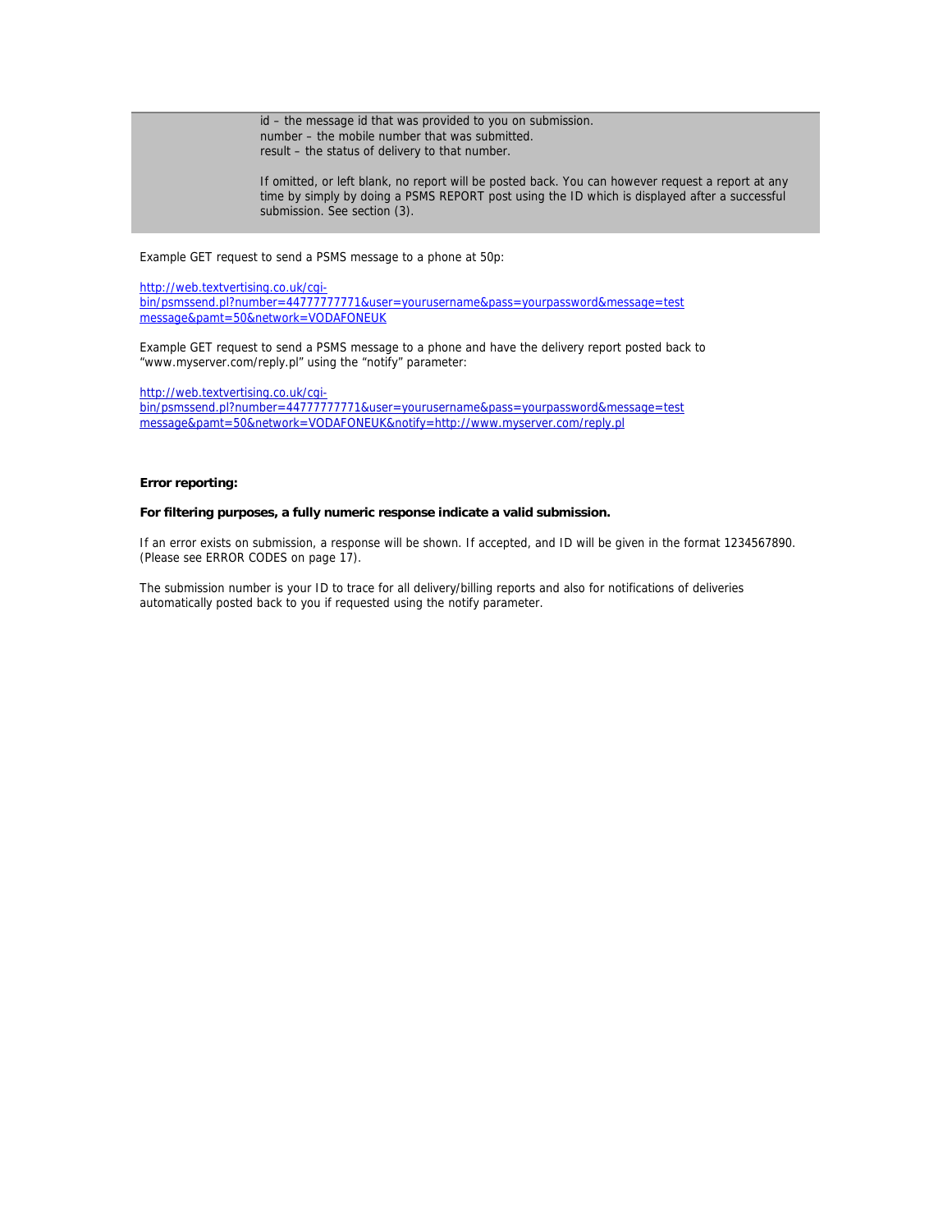| | |
|---|---|
| | id – the message id that was provided to you on submission.<br>number – the mobile number that was submitted.<br>result – the status of delivery to that number.<br><br>If omitted, or left blank, no report will be posted back. You can however request a report at any time by simply by doing a PSMS REPORT post using the ID which is displayed after a successful submission. See section (3). |

Example GET request to send a PSMS message to a phone at 50p:

http://web.textvertising.co.uk/cgi-bin/psmssend.pl?number=44777777771&user=yourusername&pass=yourpassword&message=test message&pamt=50&network=VODAFONEUK

Example GET request to send a PSMS message to a phone and have the delivery report posted back to "www.myserver.com/reply.pl" using the "notify" parameter:

http://web.textvertising.co.uk/cgi-bin/psmssend.pl?number=44777777771&user=yourusername&pass=yourpassword&message=test message&pamt=50&network=VODAFONEUK&notify=http://www.myserver.com/reply.pl

**Error reporting:**

**For filtering purposes, a fully numeric response indicate a valid submission.**

If an error exists on submission, a response will be shown. If accepted, and ID will be given in the format 1234567890. (Please see ERROR CODES on page 17).

The submission number is your ID to trace for all delivery/billing reports and also for notifications of deliveries automatically posted back to you if requested using the notify parameter.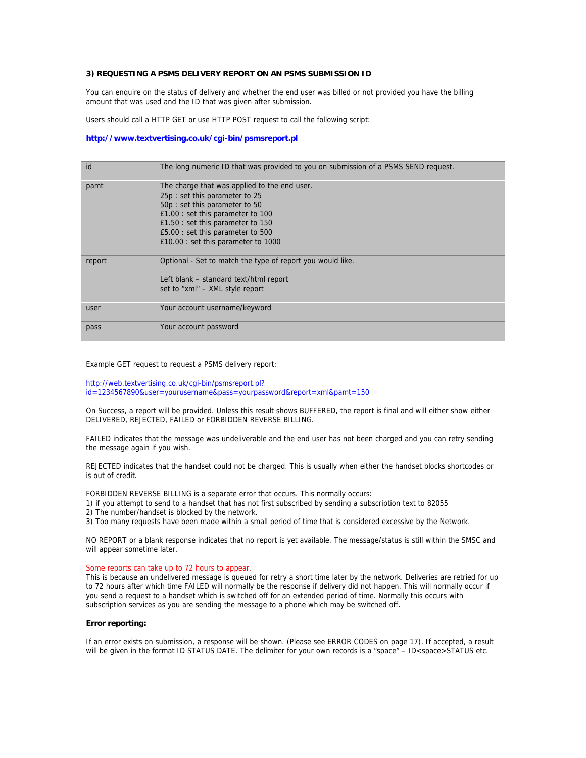### 3) REQUESTING A PSMS DELIVERY REPORT ON AN PSMS SUBMISSION ID

You can enquire on the status of delivery and whether the end user was billed or not provided you have the billing amount that was used and the ID that was given after submission.

Users should call a HTTP GET or use HTTP POST request to call the following script:

**http://www.textvertising.co.uk/cgi-bin/psmsreport.pl**

| | |
|---|---|
| id | The long numeric ID that was provided to you on submission of a PSMS SEND request. |
| pamt | The charge that was applied to the end user.<br>25p : set this parameter to 25<br>50p : set this parameter to 50<br>£1.00 : set this parameter to 100<br>£1.50 : set this parameter to 150<br>£5.00 : set this parameter to 500<br>£10.00 : set this parameter to 1000 |
| report | Optional - Set to match the type of report you would like.<br><br>Left blank – standard text/html report<br>set to "xml" – XML style report |
| user | Your account username/keyword |
| pass | Your account password |

Example GET request to request a PSMS delivery report:

http://web.textvertising.co.uk/cgi-bin/psmsreport.pl?id=1234567890&user=yourusername&pass=yourpassword&report=xml&pamt=150

On Success, a report will be provided. Unless this result shows BUFFERED, the report is final and will either show either DELIVERED, REJECTED, FAILED or FORBIDDEN REVERSE BILLING.

FAILED indicates that the message was undeliverable and the end user has not been charged and you can retry sending the message again if you wish.

REJECTED indicates that the handset could not be charged. This is usually when either the handset blocks shortcodes or is out of credit.

FORBIDDEN REVERSE BILLING is a separate error that occurs. This normally occurs:
1) if you attempt to send to a handset that has not first subscribed by sending a subscription text to 82055
2) The number/handset is blocked by the network.
3) Too many requests have been made within a small period of time that is considered excessive by the Network.

NO REPORT or a blank response indicates that no report is yet available. The message/status is still within the SMSC and will appear sometime later.

Some reports can take up to 72 hours to appear.
This is because an undelivered message is queued for retry a short time later by the network. Deliveries are retried for up to 72 hours after which time FAILED will normally be the response if delivery did not happen. This will normally occur if you send a request to a handset which is switched off for an extended period of time. Normally this occurs with subscription services as you are sending the message to a phone which may be switched off.

**Error reporting:**

If an error exists on submission, a response will be shown. (Please see ERROR CODES on page 17). If accepted, a result will be given in the format ID STATUS DATE. The delimiter for your own records is a "space" – ID<space>STATUS etc.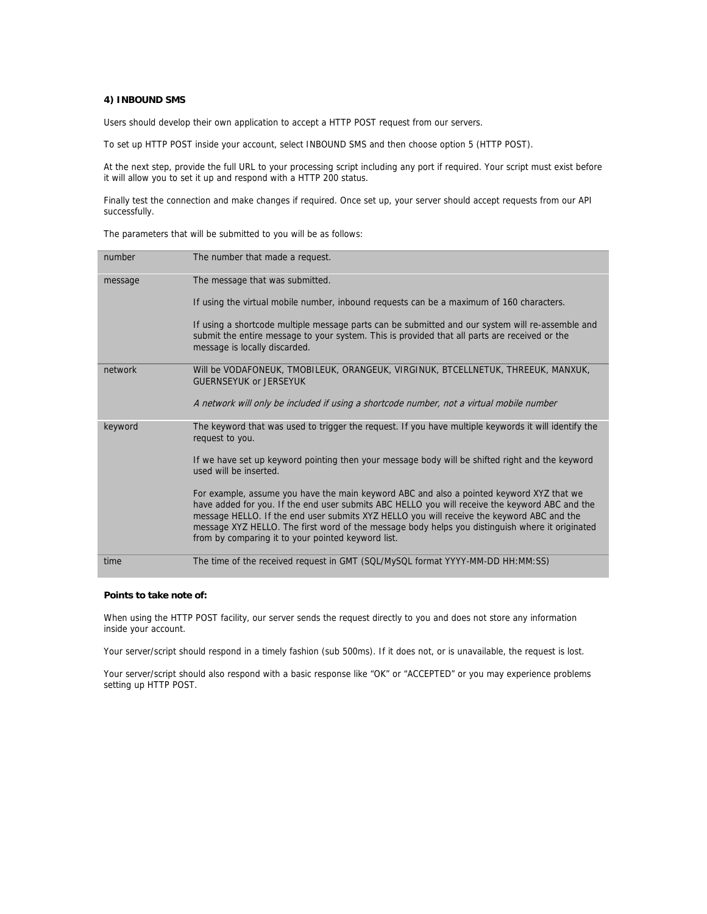**4) INBOUND SMS**

Users should develop their own application to accept a HTTP POST request from our servers.

To set up HTTP POST inside your account, select INBOUND SMS and then choose option 5 (HTTP POST).

At the next step, provide the full URL to your processing script including any port if required. Your script must exist before it will allow you to set it up and respond with a HTTP 200 status.

Finally test the connection and make changes if required. Once set up, your server should accept requests from our API successfully.

The parameters that will be submitted to you will be as follows:

| | |
|---|---|
| number | The number that made a request. |
| message | The message that was submitted.<br><br>If using the virtual mobile number, inbound requests can be a maximum of 160 characters.<br><br>If using a shortcode multiple message parts can be submitted and our system will re-assemble and submit the entire message to your system. This is provided that all parts are received or the message is locally discarded. |
| network | Will be VODAFONEUK, TMOBILEUK, ORANGEUK, VIRGINUK, BTCELLNETUK, THREEUK, MANXUK, GUERNSEYUK or JERSEYUK<br><br>*A network will only be included if using a shortcode number, not a virtual mobile number* |
| keyword | The keyword that was used to trigger the request. If you have multiple keywords it will identify the request to you.<br><br>If we have set up keyword pointing then your message body will be shifted right and the keyword used will be inserted.<br><br>For example, assume you have the main keyword ABC and also a pointed keyword XYZ that we have added for you. If the end user submits ABC HELLO you will receive the keyword ABC and the message HELLO. If the end user submits XYZ HELLO you will receive the keyword ABC and the message XYZ HELLO. The first word of the message body helps you distinguish where it originated from by comparing it to your pointed keyword list. |
| time | The time of the received request in GMT (SQL/MySQL format YYYY-MM-DD HH:MM:SS) |

**Points to take note of:**

When using the HTTP POST facility, our server sends the request directly to you and does not store any information inside your account.

Your server/script should respond in a timely fashion (sub 500ms). If it does not, or is unavailable, the request is lost.

Your server/script should also respond with a basic response like "OK" or "ACCEPTED" or you may experience problems setting up HTTP POST.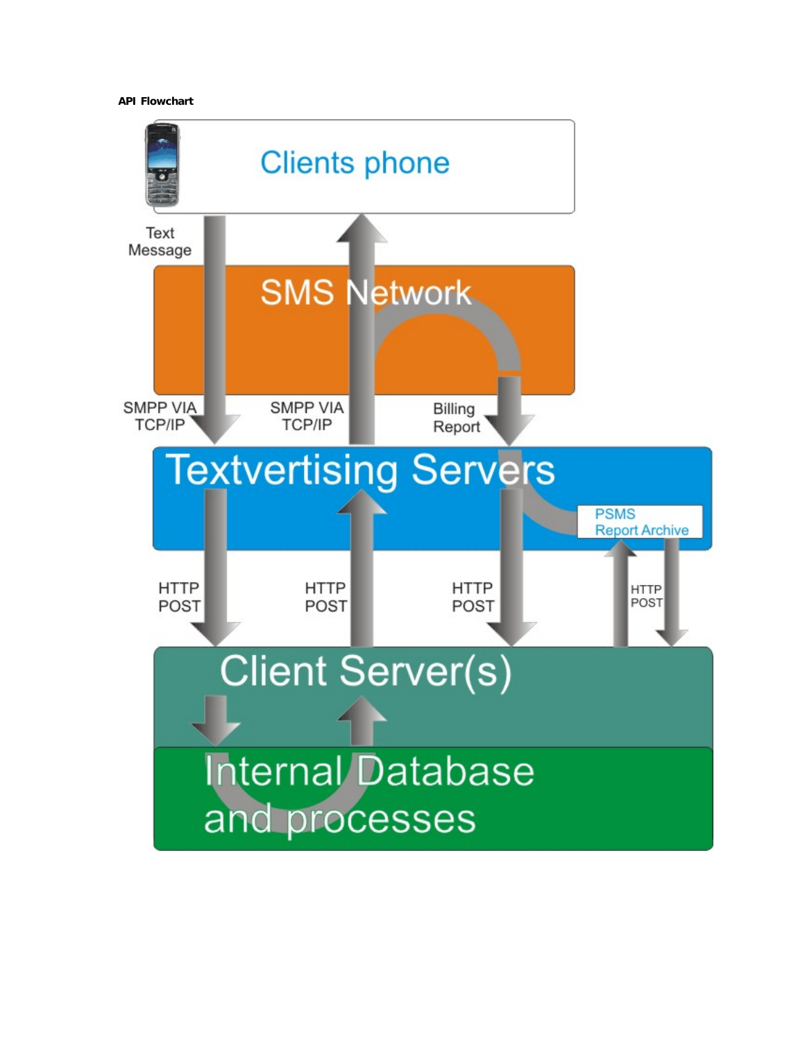**API Flowchart**

Clients phone

Text Message

SMS Network

SMPP VIA TCP/IP

SMPP VIA TCP/IP

Billing Report

Textvertising Servers

PSMS Report Archive

HTTP POST

HTTP POST

HTTP POST

HTTP POST

Client Server(s)

Internal Database and processes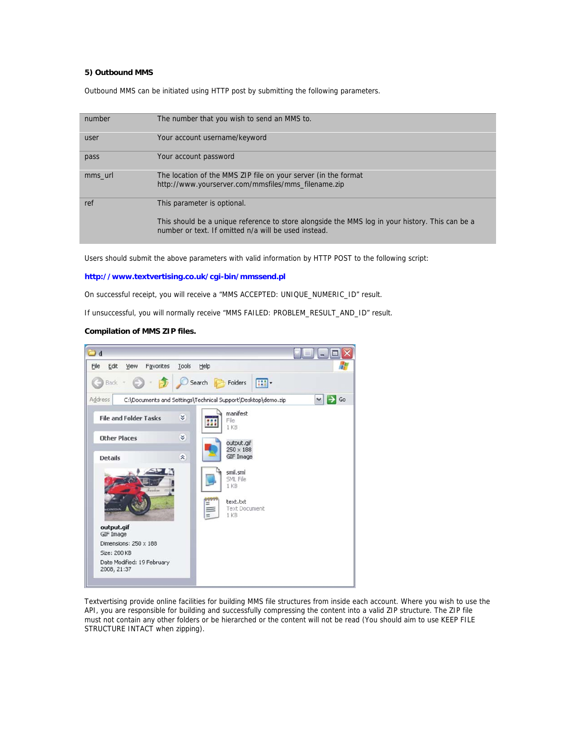**5) Outbound MMS**

Outbound MMS can be initiated using HTTP post by submitting the following parameters.

| | |
|---|---|
| number | The number that you wish to send an MMS to. |
| user | Your account username/keyword |
| pass | Your account password |
| mms_url | The location of the MMS ZIP file on your server (in the format http://www.yourserver.com/mmsfiles/mms_filename.zip |
| ref | This parameter is optional.<br><br>This should be a unique reference to store alongside the MMS log in your history. This can be a number or text. If omitted n/a will be used instead. |

Users should submit the above parameters with valid information by HTTP POST to the following script:

**http://www.textvertising.co.uk/cgi-bin/mmssend.pl**

On successful receipt, you will receive a "MMS ACCEPTED: UNIQUE_NUMERIC_ID" result.

If unsuccessful, you will normally receive "MMS FAILED: PROBLEM_RESULT_AND_ID" result.

**Compilation of MMS ZIP files.**

Textvertising provide online facilities for building MMS file structures from inside each account. Where you wish to use the API, you are responsible for building and successfully compressing the content into a valid ZIP structure. The ZIP file must not contain any other folders or be hierarched or the content will not be read (You should aim to use KEEP FILE STRUCTURE INTACT when zipping).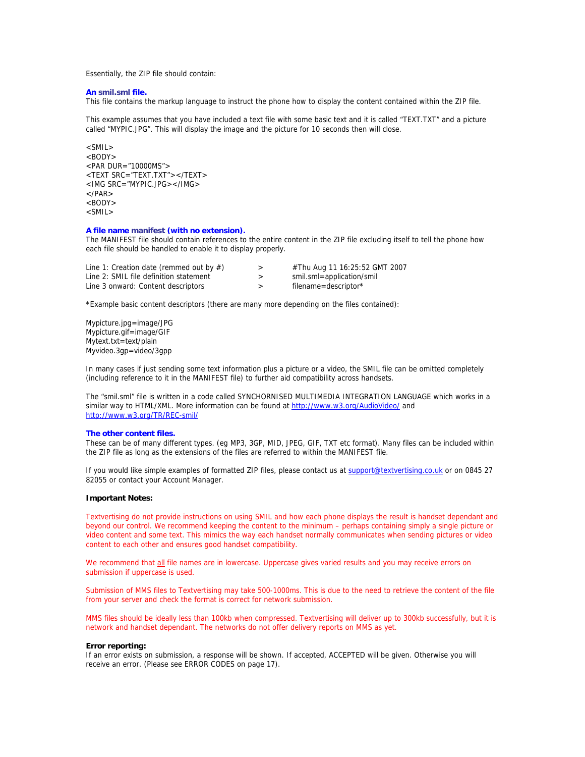Essentially, the ZIP file should contain:

### An smil.sml file.

This file contains the markup language to instruct the phone how to display the content contained within the ZIP file.

This example assumes that you have included a text file with some basic text and it is called "TEXT.TXT" and a picture called "MYPIC.JPG". This will display the image and the picture for 10 seconds then will close.

```
<SMIL>
<BODY>
<PAR DUR="10000MS">
<TEXT SRC="TEXT.TXT"></TEXT>
<IMG SRC="MYPIC.JPG></IMG>
</PAR>
<BODY>
<SMIL>
```

### A file name manifest (with no extension).

The MANIFEST file should contain references to the entire content in the ZIP file excluding itself to tell the phone how each file should be handled to enable it to display properly.

| | | |
|---|---|---|
| Line 1: Creation date (remmed out by #) | > | #Thu Aug 11 16:25:52 GMT 2007 |
| Line 2: SMIL file definition statement | > | smil.sml=application/smil |
| Line 3 onward: Content descriptors | > | filename=descriptor* |

*Example basic content descriptors (there are many more depending on the files contained):

```
Mypicture.jpg=image/JPG
Mypicture.gif=image/GIF
Mytext.txt=text/plain
Myvideo.3gp=video/3gpp
```

In many cases if just sending some text information plus a picture or a video, the SMIL file can be omitted completely (including reference to it in the MANIFEST file) to further aid compatibility across handsets.

The "smil.sml" file is written in a code called SYNCHORNISED MULTIMEDIA INTEGRATION LANGUAGE which works in a similar way to HTML/XML. More information can be found at http://www.w3.org/AudioVideo/ and http://www.w3.org/TR/REC-smil/

### The other content files.

These can be of many different types. (eg MP3, 3GP, MID, JPEG, GIF, TXT etc format). Many files can be included within the ZIP file as long as the extensions of the files are referred to within the MANIFEST file.

If you would like simple examples of formatted ZIP files, please contact us at support@textvertising.co.uk or on 0845 27 82055 or contact your Account Manager.

**Important Notes:**

Textvertising do not provide instructions on using SMIL and how each phone displays the result is handset dependant and beyond our control. We recommend keeping the content to the minimum – perhaps containing simply a single picture or video content and some text. This mimics the way each handset normally communicates when sending pictures or video content to each other and ensures good handset compatibility.

We recommend that <u>all</u> file names are in lowercase. Uppercase gives varied results and you may receive errors on submission if uppercase is used.

Submission of MMS files to Textvertising may take 500-1000ms. This is due to the need to retrieve the content of the file from your server and check the format is correct for network submission.

MMS files should be ideally less than 100kb when compressed. Textvertising will deliver up to 300kb successfully, but it is network and handset dependant. The networks do not offer delivery reports on MMS as yet.

**Error reporting:**

If an error exists on submission, a response will be shown. If accepted, ACCEPTED will be given. Otherwise you will receive an error. (Please see ERROR CODES on page 17).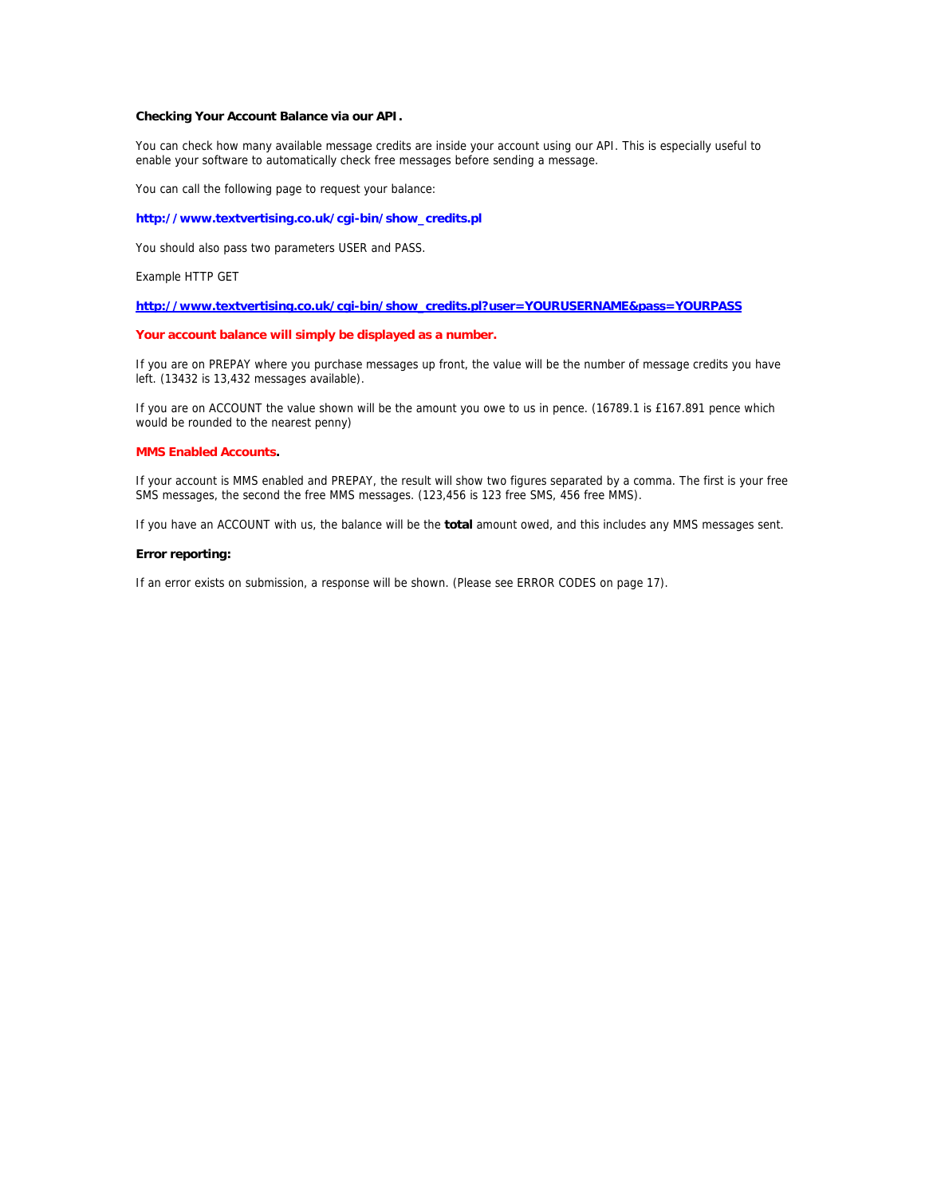### Checking Your Account Balance via our API.

You can check how many available message credits are inside your account using our API. This is especially useful to enable your software to automatically check free messages before sending a message.

You can call the following page to request your balance:

**http://www.textvertising.co.uk/cgi-bin/show_credits.pl**

You should also pass two parameters USER and PASS.

Example HTTP GET

**http://www.textvertising.co.uk/cgi-bin/show_credits.pl?user=YOURUSERNAME&pass=YOURPASS**

**Your account balance will simply be displayed as a number.**

If you are on PREPAY where you purchase messages up front, the value will be the number of message credits you have left. (13432 is 13,432 messages available).

If you are on ACCOUNT the value shown will be the amount you owe to us in pence. (16789.1 is £167.891 pence which would be rounded to the nearest penny)

**MMS Enabled Accounts.**

If your account is MMS enabled and PREPAY, the result will show two figures separated by a comma. The first is your free SMS messages, the second the free MMS messages. (123,456 is 123 free SMS, 456 free MMS).

If you have an ACCOUNT with us, the balance will be the **total** amount owed, and this includes any MMS messages sent.

**Error reporting:**

If an error exists on submission, a response will be shown. (Please see ERROR CODES on page 17).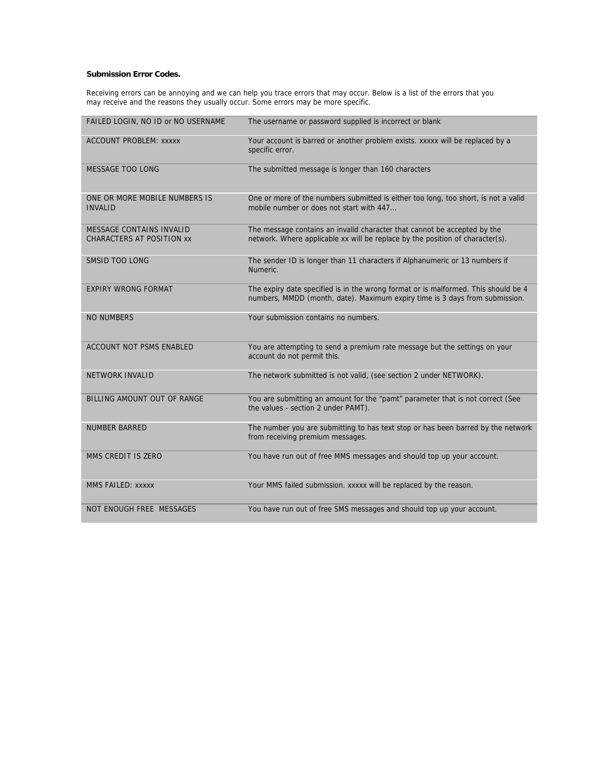**Submission Error Codes.**

Receiving errors can be annoying and we can help you trace errors that may occur. Below is a list of the errors that you may receive and the reasons they usually occur. Some errors may be more specific.

| | |
|---|---|
| FAILED LOGIN, NO ID or NO USERNAME | The username or password supplied is incorrect or blank |
| ACCOUNT PROBLEM: xxxxx | Your account is barred or another problem exists. xxxxx will be replaced by a specific error. |
| MESSAGE TOO LONG | The submitted message is longer than 160 characters |
| ONE OR MORE MOBILE NUMBERS IS INVALID | One or more of the numbers submitted is either too long, too short, is not a valid mobile number or does not start with 447… |
| MESSAGE CONTAINS INVALID CHARACTERS AT POSITION xx | The message contains an invalid character that cannot be accepted by the network. Where applicable xx will be replace by the position of character(s). |
| SMSID TOO LONG | The sender ID is longer than 11 characters if Alphanumeric or 13 numbers if Numeric. |
| EXPIRY WRONG FORMAT | The expiry date specified is in the wrong format or is malformed. This should be 4 numbers, MMDD (month, date). Maximum expiry time is 3 days from submission. |
| NO NUMBERS | Your submission contains no numbers. |
| ACCOUNT NOT PSMS ENABLED | You are attempting to send a premium rate message but the settings on your account do not permit this. |
| NETWORK INVALID | The network submitted is not valid, (see section 2 under NETWORK). |
| BILLING AMOUNT OUT OF RANGE | You are submitting an amount for the "pamt" parameter that is not correct (See the values - section 2 under PAMT). |
| NUMBER BARRED | The number you are submitting to has text stop or has been barred by the network from receiving premium messages. |
| MMS CREDIT IS ZERO | You have run out of free MMS messages and should top up your account. |
| MMS FAILED: xxxxx | Your MMS failed submission. xxxxx will be replaced by the reason. |
| NOT ENOUGH FREE MESSAGES | You have run out of free SMS messages and should top up your account. |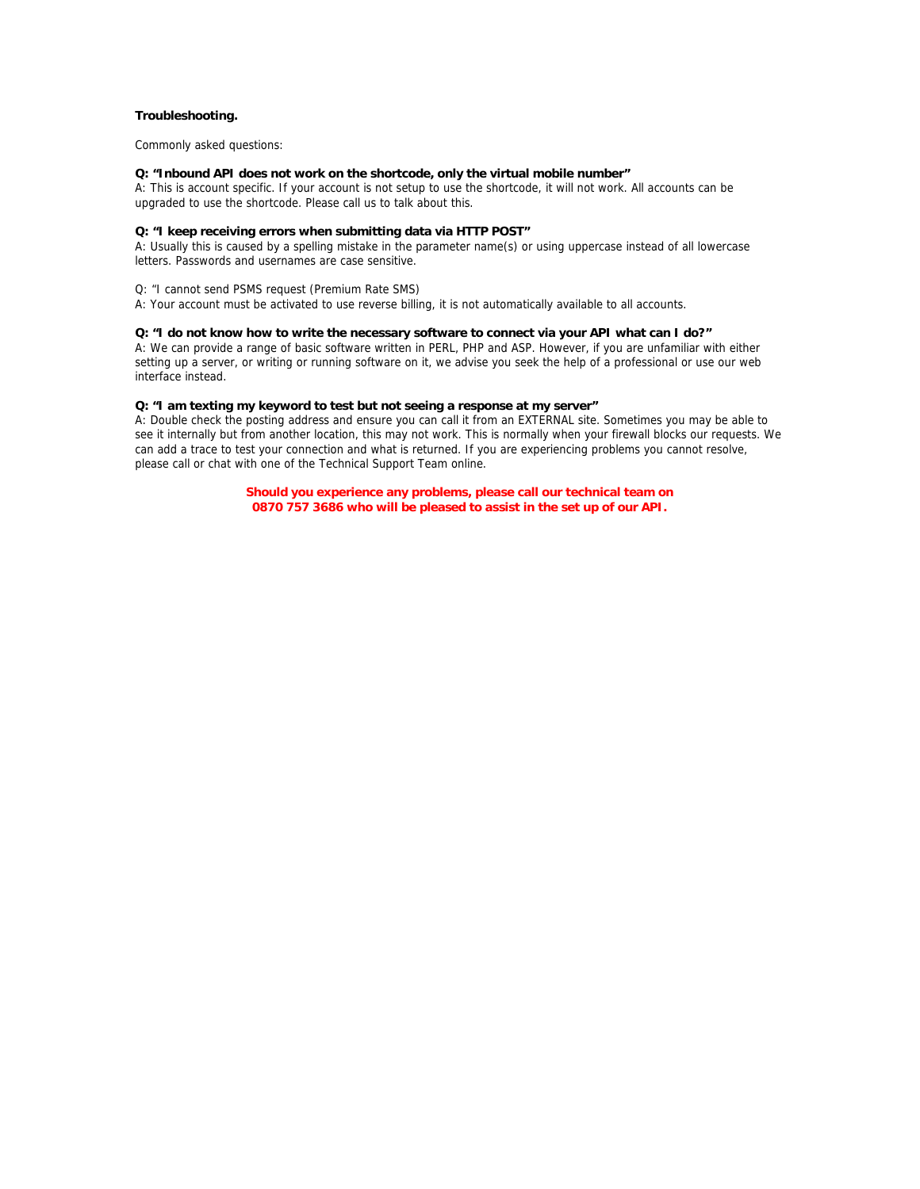**Troubleshooting.**

Commonly asked questions:

**Q: "Inbound API does not work on the shortcode, only the virtual mobile number"**
A: This is account specific. If your account is not setup to use the shortcode, it will not work. All accounts can be upgraded to use the shortcode. Please call us to talk about this.

**Q: "I keep receiving errors when submitting data via HTTP POST"**
A: Usually this is caused by a spelling mistake in the parameter name(s) or using uppercase instead of all lowercase letters. Passwords and usernames are case sensitive.

Q: "I cannot send PSMS request (Premium Rate SMS)
A: Your account must be activated to use reverse billing, it is not automatically available to all accounts.

**Q: "I do not know how to write the necessary software to connect via your API what can I do?"**
A: We can provide a range of basic software written in PERL, PHP and ASP. However, if you are unfamiliar with either setting up a server, or writing or running software on it, we advise you seek the help of a professional or use our web interface instead.

**Q: "I am texting my keyword to test but not seeing a response at my server"**
A: Double check the posting address and ensure you can call it from an EXTERNAL site. Sometimes you may be able to see it internally but from another location, this may not work. This is normally when your firewall blocks our requests. We can add a trace to test your connection and what is returned. If you are experiencing problems you cannot resolve, please call or chat with one of the Technical Support Team online.

**Should you experience any problems, please call our technical team on 0870 757 3686 who will be pleased to assist in the set up of our API.**